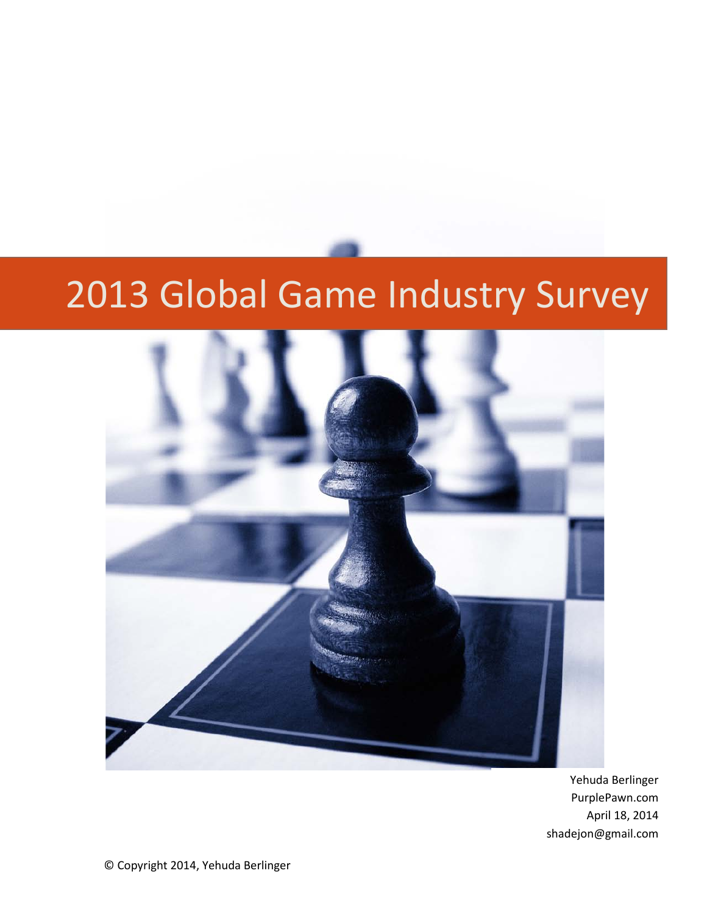# 2013 Global Game Industry Survey

Yehuda Berlinger
PurplePawn.com
April 18, 2014
shadejon@gmail.com

© Copyright 2014, Yehuda Berlinger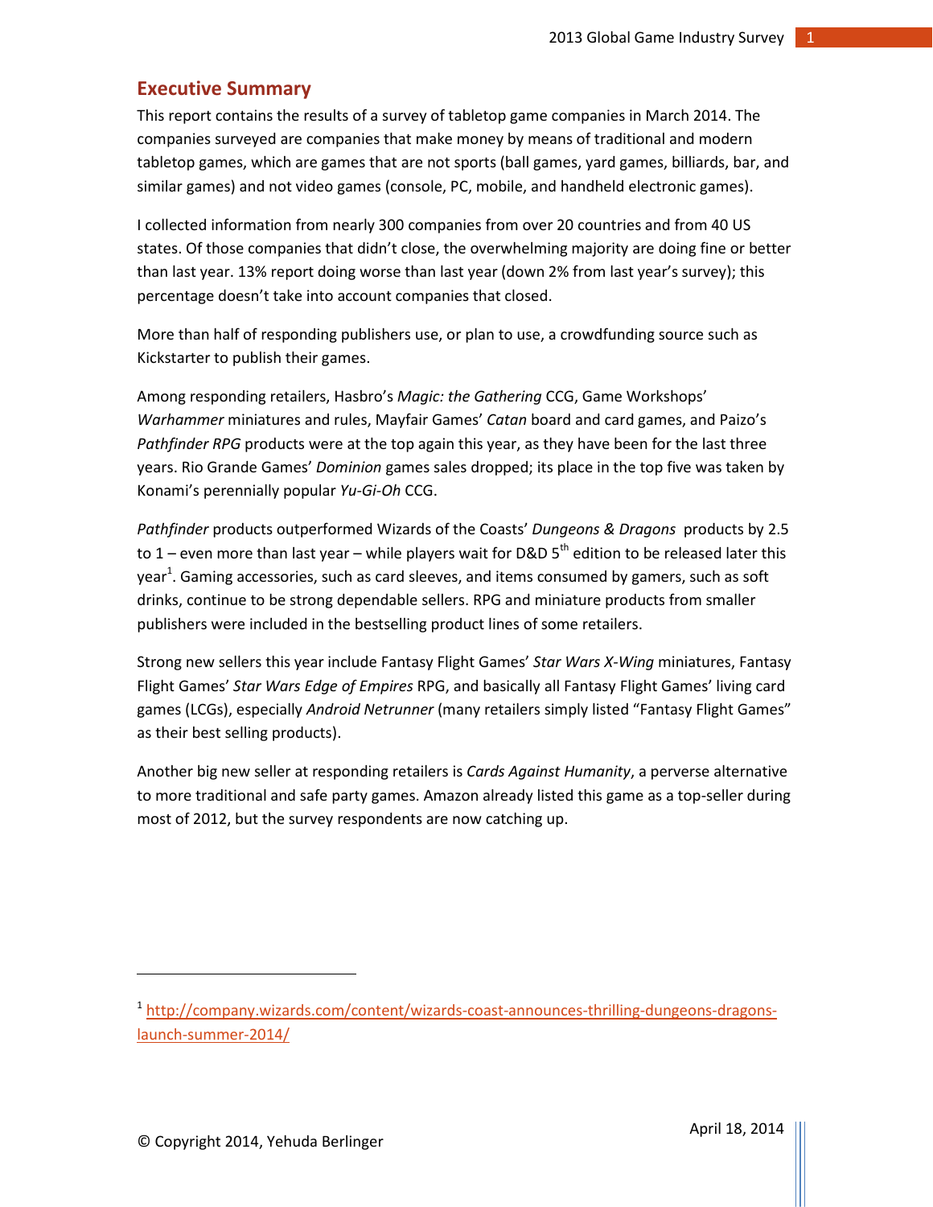## Executive Summary

This report contains the results of a survey of tabletop game companies in March 2014. The companies surveyed are companies that make money by means of traditional and modern tabletop games, which are games that are not sports (ball games, yard games, billiards, bar, and similar games) and not video games (console, PC, mobile, and handheld electronic games).

I collected information from nearly 300 companies from over 20 countries and from 40 US states. Of those companies that didn't close, the overwhelming majority are doing fine or better than last year. 13% report doing worse than last year (down 2% from last year's survey); this percentage doesn't take into account companies that closed.

More than half of responding publishers use, or plan to use, a crowdfunding source such as Kickstarter to publish their games.

Among responding retailers, Hasbro's *Magic: the Gathering* CCG, Game Workshops' *Warhammer* miniatures and rules, Mayfair Games' *Catan* board and card games, and Paizo's *Pathfinder RPG* products were at the top again this year, as they have been for the last three years. Rio Grande Games' *Dominion* games sales dropped; its place in the top five was taken by Konami's perennially popular *Yu-Gi-Oh* CCG.

*Pathfinder* products outperformed Wizards of the Coasts' *Dungeons & Dragons* products by 2.5 to 1 – even more than last year – while players wait for D&D 5th edition to be released later this year[1]. Gaming accessories, such as card sleeves, and items consumed by gamers, such as soft drinks, continue to be strong dependable sellers. RPG and miniature products from smaller publishers were included in the bestselling product lines of some retailers.

Strong new sellers this year include Fantasy Flight Games' *Star Wars X-Wing* miniatures, Fantasy Flight Games' *Star Wars Edge of Empires* RPG, and basically all Fantasy Flight Games' living card games (LCGs), especially *Android Netrunner* (many retailers simply listed "Fantasy Flight Games" as their best selling products).

Another big new seller at responding retailers is *Cards Against Humanity*, a perverse alternative to more traditional and safe party games. Amazon already listed this game as a top-seller during most of 2012, but the survey respondents are now catching up.

[1] http://company.wizards.com/content/wizards-coast-announces-thrilling-dungeons-dragons-launch-summer-2014/

© Copyright 2014, Yehuda Berlinger

April 18, 2014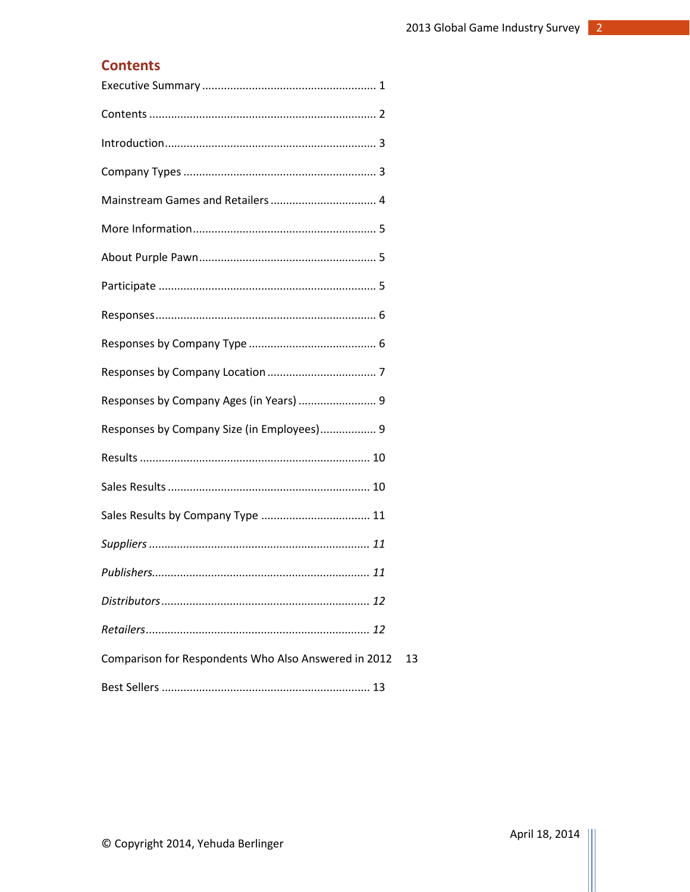## Contents

Executive Summary ........................................................ 1

Contents ........................................................................ 2

Introduction.................................................................... 3

Company Types .............................................................. 3

Mainstream Games and Retailers .................................. 4

More Information........................................................... 5

About Purple Pawn......................................................... 5

Participate ...................................................................... 5

Responses....................................................................... 6

Responses by Company Type ......................................... 6

Responses by Company Location ................................... 7

Responses by Company Ages (in Years) ......................... 9

Responses by Company Size (in Employees).................. 9

Results .......................................................................... 10

Sales Results ................................................................. 10

Sales Results by Company Type ................................... 11

*Suppliers ...................................................................... 11*

*Publishers..................................................................... 11*

*Distributors .................................................................. 12*

*Retailers....................................................................... 12*

Comparison for Respondents Who Also Answered in 2012 13

Best Sellers ................................................................... 13

© Copyright 2014, Yehuda Berlinger

April 18, 2014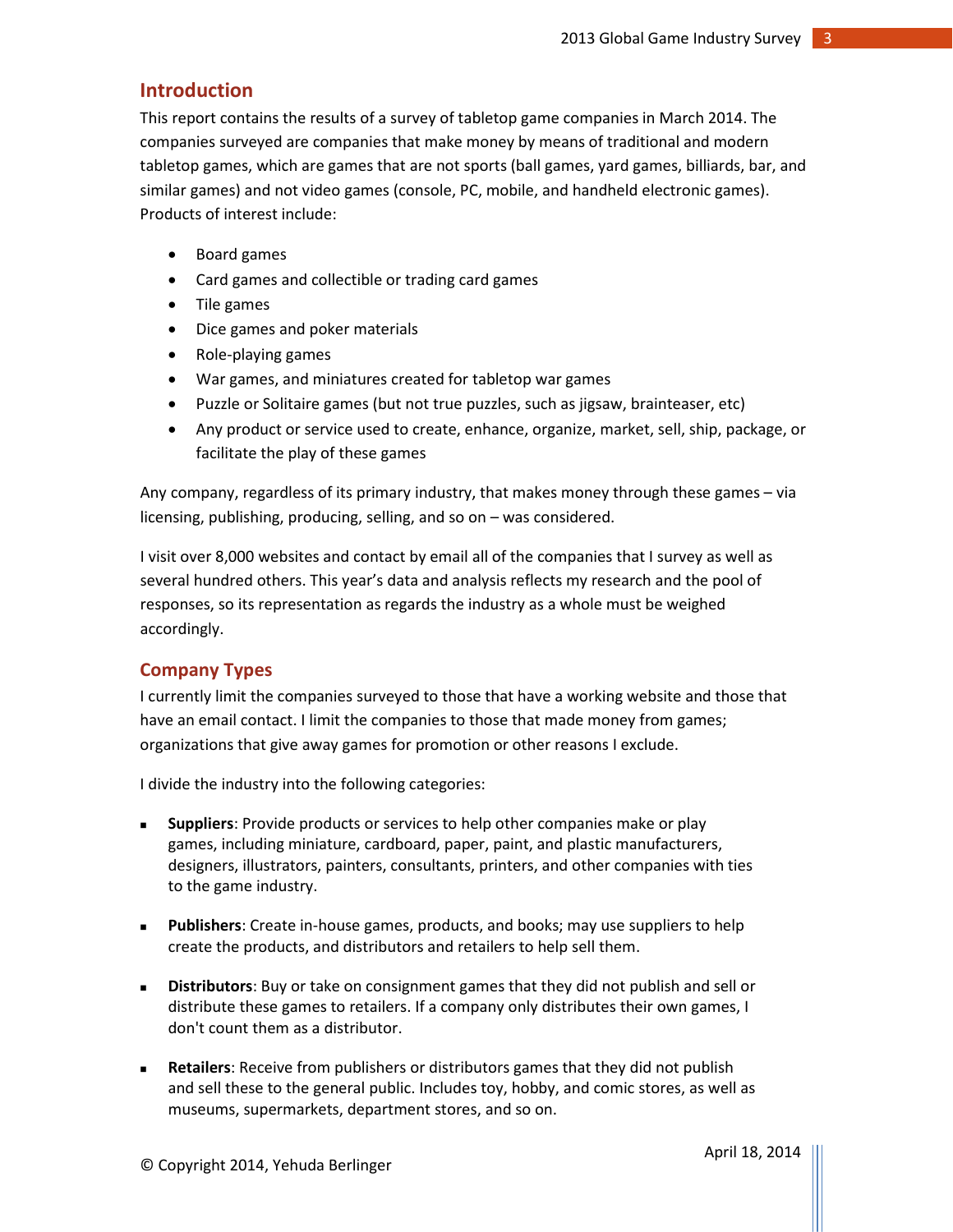## Introduction

This report contains the results of a survey of tabletop game companies in March 2014. The companies surveyed are companies that make money by means of traditional and modern tabletop games, which are games that are not sports (ball games, yard games, billiards, bar, and similar games) and not video games (console, PC, mobile, and handheld electronic games). Products of interest include:

- Board games
- Card games and collectible or trading card games
- Tile games
- Dice games and poker materials
- Role-playing games
- War games, and miniatures created for tabletop war games
- Puzzle or Solitaire games (but not true puzzles, such as jigsaw, brainteaser, etc)
- Any product or service used to create, enhance, organize, market, sell, ship, package, or facilitate the play of these games

Any company, regardless of its primary industry, that makes money through these games – via licensing, publishing, producing, selling, and so on – was considered.

I visit over 8,000 websites and contact by email all of the companies that I survey as well as several hundred others. This year's data and analysis reflects my research and the pool of responses, so its representation as regards the industry as a whole must be weighed accordingly.

## Company Types

I currently limit the companies surveyed to those that have a working website and those that have an email contact. I limit the companies to those that made money from games; organizations that give away games for promotion or other reasons I exclude.

I divide the industry into the following categories:

- **Suppliers**: Provide products or services to help other companies make or play games, including miniature, cardboard, paper, paint, and plastic manufacturers, designers, illustrators, painters, consultants, printers, and other companies with ties to the game industry.
- **Publishers**: Create in-house games, products, and books; may use suppliers to help create the products, and distributors and retailers to help sell them.
- **Distributors**: Buy or take on consignment games that they did not publish and sell or distribute these games to retailers. If a company only distributes their own games, I don't count them as a distributor.
- **Retailers**: Receive from publishers or distributors games that they did not publish and sell these to the general public. Includes toy, hobby, and comic stores, as well as museums, supermarkets, department stores, and so on.

© Copyright 2014, Yehuda Berlinger

April 18, 2014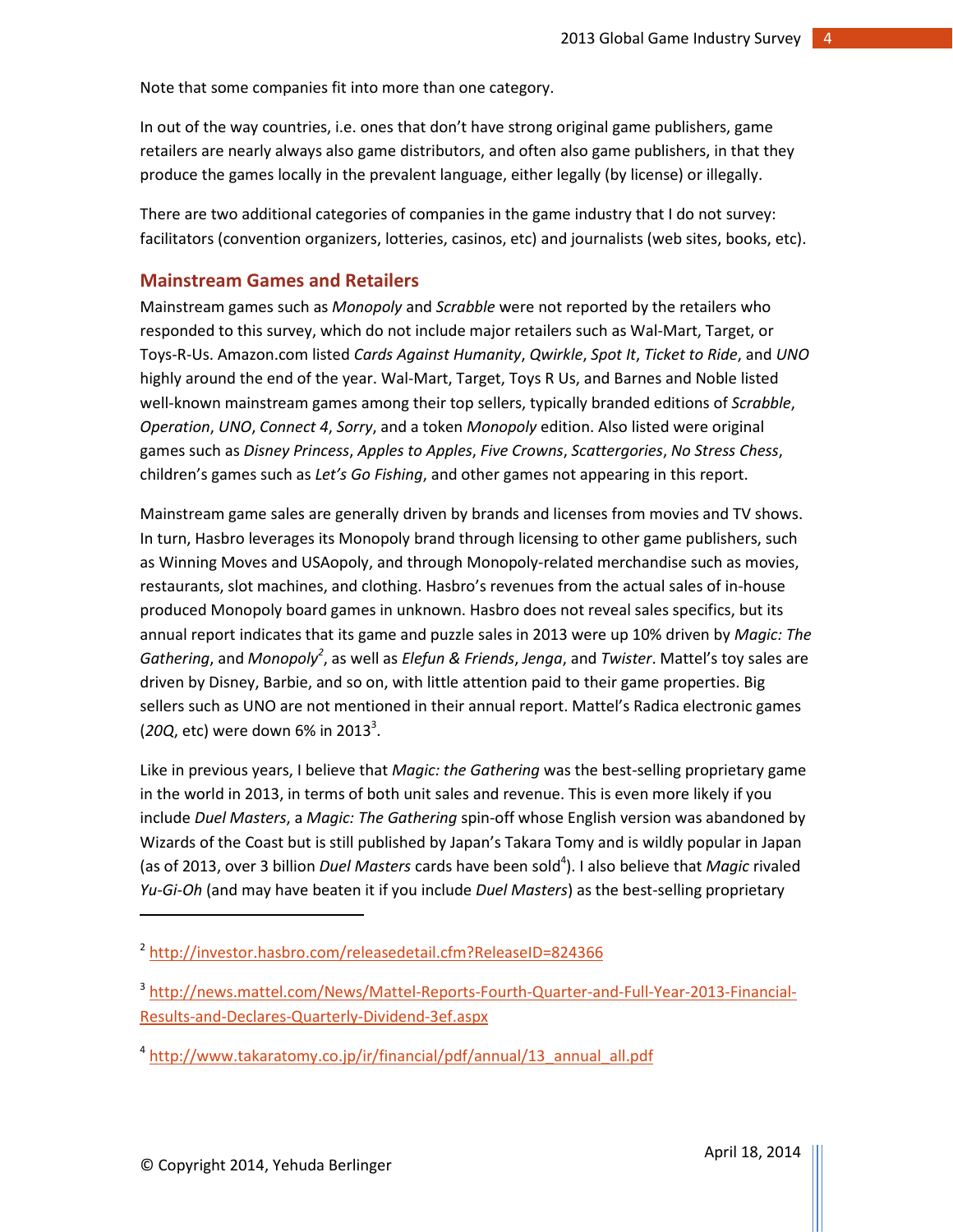Note that some companies fit into more than one category.

In out of the way countries, i.e. ones that don't have strong original game publishers, game retailers are nearly always also game distributors, and often also game publishers, in that they produce the games locally in the prevalent language, either legally (by license) or illegally.

There are two additional categories of companies in the game industry that I do not survey: facilitators (convention organizers, lotteries, casinos, etc) and journalists (web sites, books, etc).

## Mainstream Games and Retailers

Mainstream games such as *Monopoly* and *Scrabble* were not reported by the retailers who responded to this survey, which do not include major retailers such as Wal-Mart, Target, or Toys-R-Us. Amazon.com listed *Cards Against Humanity*, *Qwirkle*, *Spot It*, *Ticket to Ride*, and *UNO* highly around the end of the year. Wal-Mart, Target, Toys R Us, and Barnes and Noble listed well-known mainstream games among their top sellers, typically branded editions of *Scrabble*, *Operation*, *UNO*, *Connect 4*, *Sorry*, and a token *Monopoly* edition. Also listed were original games such as *Disney Princess*, *Apples to Apples*, *Five Crowns*, *Scattergories*, *No Stress Chess*, children's games such as *Let's Go Fishing*, and other games not appearing in this report.

Mainstream game sales are generally driven by brands and licenses from movies and TV shows. In turn, Hasbro leverages its Monopoly brand through licensing to other game publishers, such as Winning Moves and USAopoly, and through Monopoly-related merchandise such as movies, restaurants, slot machines, and clothing. Hasbro's revenues from the actual sales of in-house produced Monopoly board games in unknown. Hasbro does not reveal sales specifics, but its annual report indicates that its game and puzzle sales in 2013 were up 10% driven by *Magic: The Gathering*, and *Monopoly*[2], as well as *Elefun & Friends*, *Jenga*, and *Twister*. Mattel's toy sales are driven by Disney, Barbie, and so on, with little attention paid to their game properties. Big sellers such as UNO are not mentioned in their annual report. Mattel's Radica electronic games (*20Q*, etc) were down 6% in 2013[3].

Like in previous years, I believe that *Magic: the Gathering* was the best-selling proprietary game in the world in 2013, in terms of both unit sales and revenue. This is even more likely if you include *Duel Masters*, a *Magic: The Gathering* spin-off whose English version was abandoned by Wizards of the Coast but is still published by Japan's Takara Tomy and is wildly popular in Japan (as of 2013, over 3 billion *Duel Masters* cards have been sold[4]). I also believe that *Magic* rivaled *Yu-Gi-Oh* (and may have beaten it if you include *Duel Masters*) as the best-selling proprietary

---

[2] http://investor.hasbro.com/releasedetail.cfm?ReleaseID=824366

[3] http://news.mattel.com/News/Mattel-Reports-Fourth-Quarter-and-Full-Year-2013-Financial-Results-and-Declares-Quarterly-Dividend-3ef.aspx

[4] http://www.takaratomy.co.jp/ir/financial/pdf/annual/13_annual_all.pdf

© Copyright 2014, Yehuda Berlinger

April 18, 2014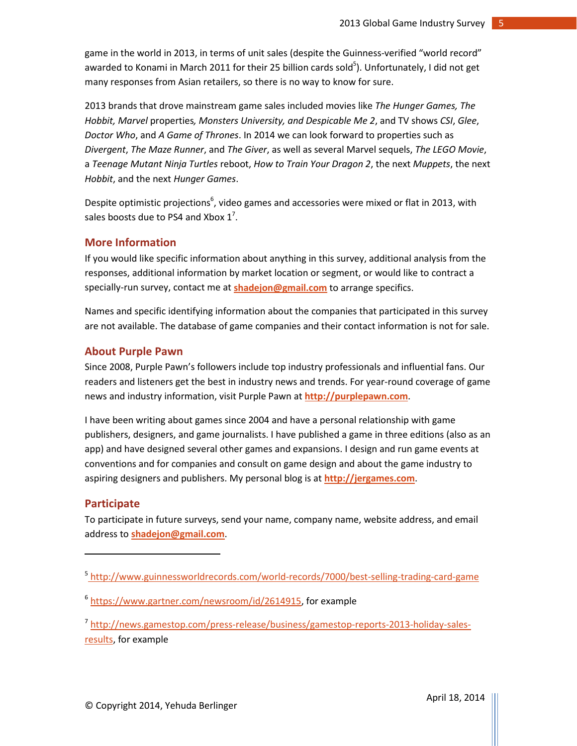game in the world in 2013, in terms of unit sales (despite the Guinness-verified "world record" awarded to Konami in March 2011 for their 25 billion cards sold[5]). Unfortunately, I did not get many responses from Asian retailers, so there is no way to know for sure.

2013 brands that drove mainstream game sales included movies like *The Hunger Games, The Hobbit, Marvel* properties*, Monsters University, and Despicable Me 2*, and TV shows *CSI*, *Glee*, *Doctor Who*, and *A Game of Thrones*. In 2014 we can look forward to properties such as *Divergent*, *The Maze Runner*, and *The Giver*, as well as several Marvel sequels, *The LEGO Movie*, a *Teenage Mutant Ninja Turtles* reboot, *How to Train Your Dragon 2*, the next *Muppets*, the next *Hobbit*, and the next *Hunger Games*.

Despite optimistic projections[6], video games and accessories were mixed or flat in 2013, with sales boosts due to PS4 and Xbox 1[7].

## More Information

If you would like specific information about anything in this survey, additional analysis from the responses, additional information by market location or segment, or would like to contract a specially-run survey, contact me at **shadejon@gmail.com** to arrange specifics.

Names and specific identifying information about the companies that participated in this survey are not available. The database of game companies and their contact information is not for sale.

## About Purple Pawn

Since 2008, Purple Pawn's followers include top industry professionals and influential fans. Our readers and listeners get the best in industry news and trends. For year-round coverage of game news and industry information, visit Purple Pawn at **http://purplepawn.com**.

I have been writing about games since 2004 and have a personal relationship with game publishers, designers, and game journalists. I have published a game in three editions (also as an app) and have designed several other games and expansions. I design and run game events at conventions and for companies and consult on game design and about the game industry to aspiring designers and publishers. My personal blog is at **http://jergames.com**.

## Participate

To participate in future surveys, send your name, company name, website address, and email address to **shadejon@gmail.com**.

---

[5] http://www.guinnessworldrecords.com/world-records/7000/best-selling-trading-card-game

[6] https://www.gartner.com/newsroom/id/2614915, for example

[7] http://news.gamestop.com/press-release/business/gamestop-reports-2013-holiday-sales-results, for example

© Copyright 2014, Yehuda Berlinger

April 18, 2014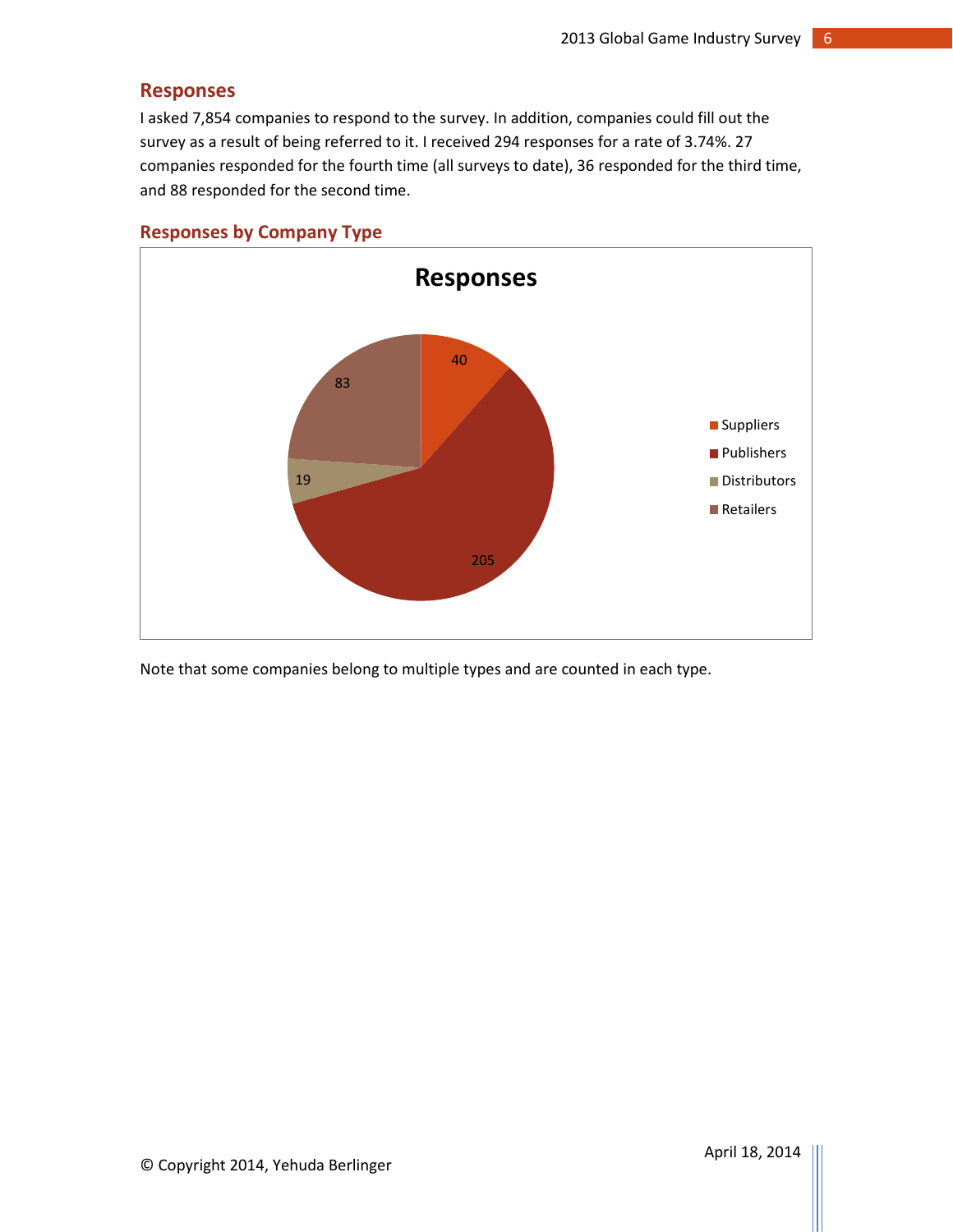## Responses

I asked 7,854 companies to respond to the survey. In addition, companies could fill out the survey as a result of being referred to it. I received 294 responses for a rate of 3.74%. 27 companies responded for the fourth time (all surveys to date), 36 responded for the third time, and 88 responded for the second time.

## Responses by Company Type

**Responses**

| Company Type | Responses |
|---|---|
| Suppliers | 40 |
| Publishers | 205 |
| Distributors | 19 |
| Retailers | 83 |

Note that some companies belong to multiple types and are counted in each type.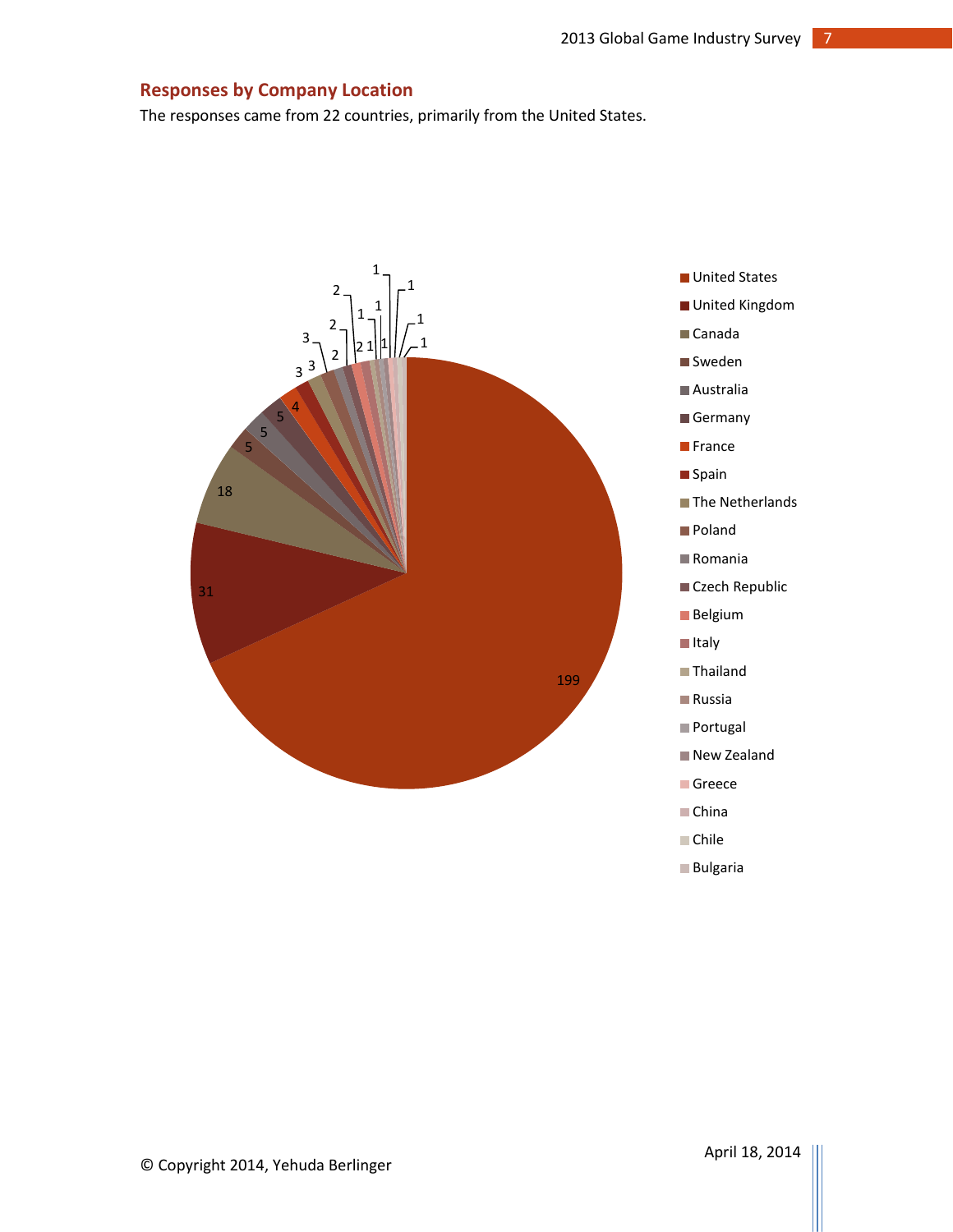## Responses by Company Location

The responses came from 22 countries, primarily from the United States.

| Country | Responses |
|---|---|
| United States | 199 |
| United Kingdom | 31 |
| Canada | 18 |
| Sweden | 5 |
| Australia | 5 |
| Germany | 5 |
| France | 4 |
| Spain | 3 |
| The Netherlands | 3 |
| Poland | 3 |
| Romania | 2 |
| Czech Republic | 2 |
| Belgium | 2 |
| Italy | 2 |
| Thailand | 1 |
| Russia | 1 |
| Portugal | 1 |
| New Zealand | 1 |
| Greece | 1 |
| China | 1 |
| Chile | 1 |
| Bulgaria | 1 |

© Copyright 2014, Yehuda Berlinger

April 18, 2014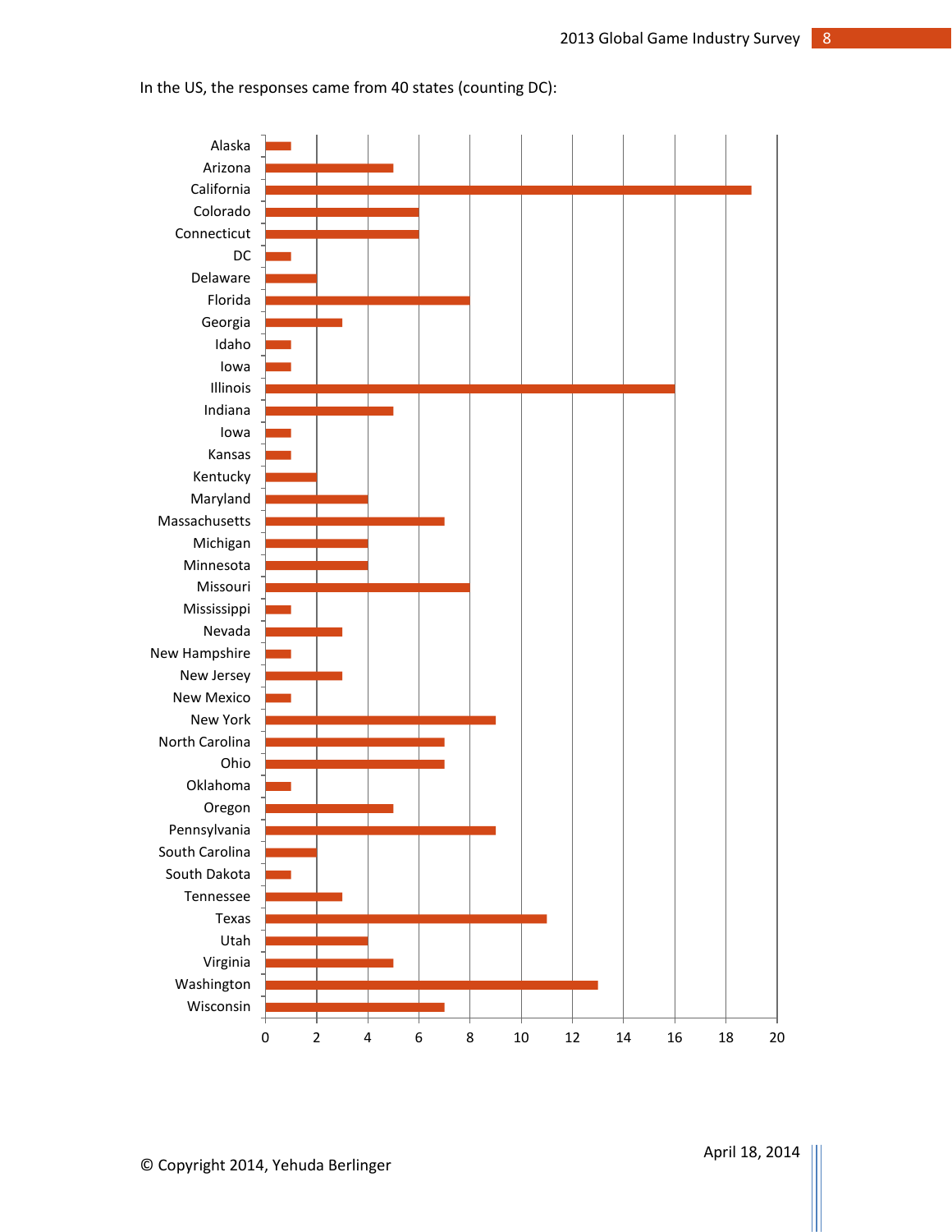In the US, the responses came from 40 states (counting DC):

| State | Responses |
|---|---|
| Alaska | 1 |
| Arizona | 5 |
| California | 19 |
| Colorado | 6 |
| Connecticut | 6 |
| DC | 1 |
| Delaware | 2 |
| Florida | 8 |
| Georgia | 3 |
| Idaho | 1 |
| Iowa | 1 |
| Illinois | 16 |
| Indiana | 5 |
| Iowa | 1 |
| Kansas | 1 |
| Kentucky | 2 |
| Maryland | 4 |
| Massachusetts | 7 |
| Michigan | 4 |
| Minnesota | 4 |
| Missouri | 8 |
| Mississippi | 1 |
| Nevada | 3 |
| New Hampshire | 1 |
| New Jersey | 3 |
| New Mexico | 1 |
| New York | 9 |
| North Carolina | 7 |
| Ohio | 7 |
| Oklahoma | 1 |
| Oregon | 5 |
| Pennsylvania | 9 |
| South Carolina | 2 |
| South Dakota | 1 |
| Tennessee | 3 |
| Texas | 11 |
| Utah | 4 |
| Virginia | 5 |
| Washington | 13 |
| Wisconsin | 7 |

© Copyright 2014, Yehuda Berlinger

April 18, 2014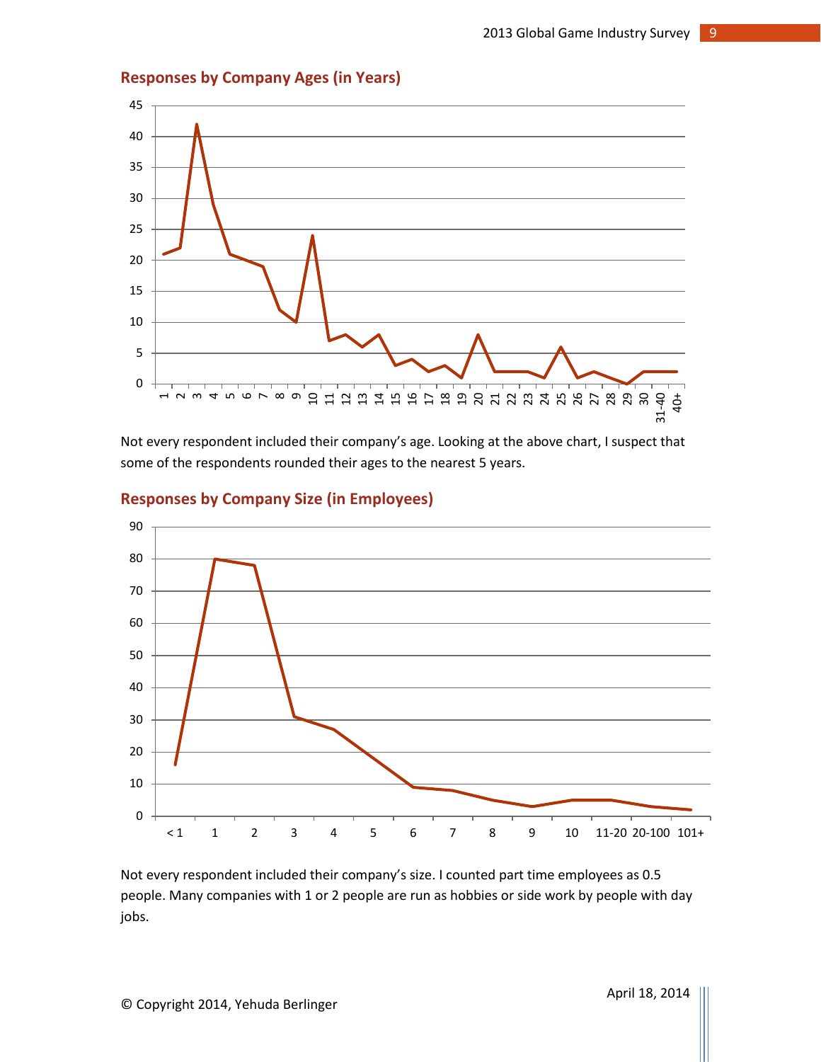## Responses by Company Ages (in Years)

Not every respondent included their company's age. Looking at the above chart, I suspect that some of the respondents rounded their ages to the nearest 5 years.

## Responses by Company Size (in Employees)

Not every respondent included their company's size. I counted part time employees as 0.5 people. Many companies with 1 or 2 people are run as hobbies or side work by people with day jobs.

© Copyright 2014, Yehuda Berlinger

April 18, 2014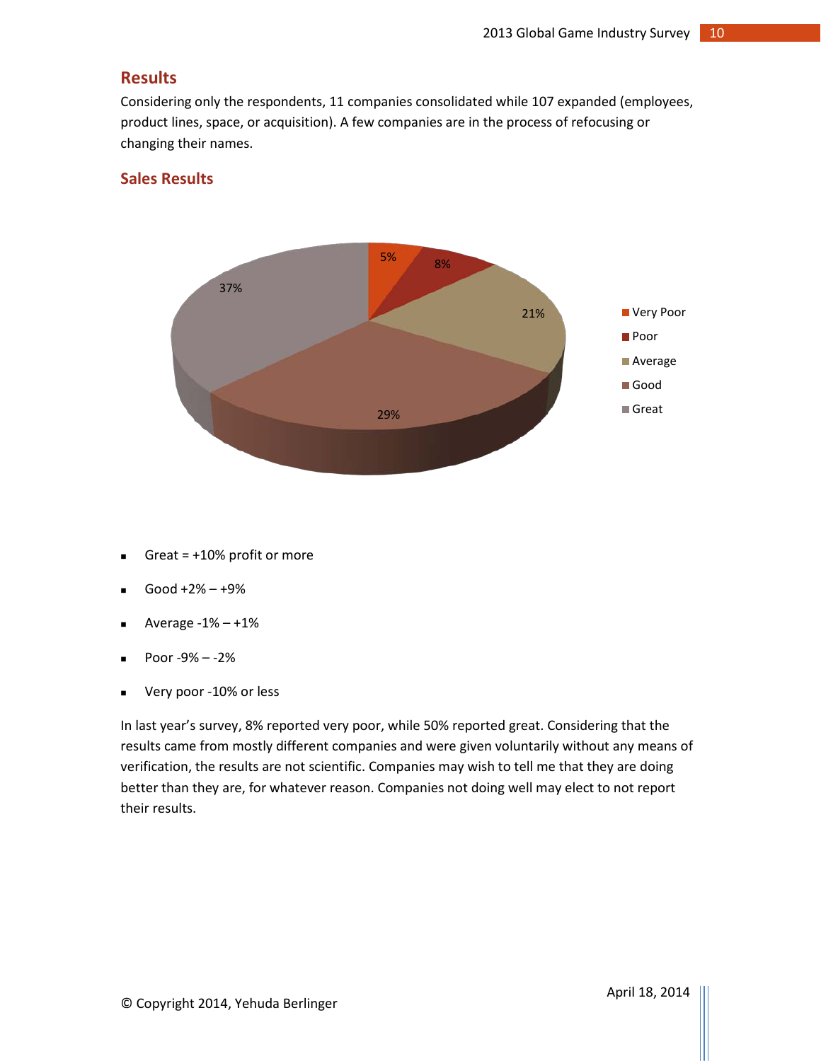## Results

Considering only the respondents, 11 companies consolidated while 107 expanded (employees, product lines, space, or acquisition). A few companies are in the process of refocusing or changing their names.

## Sales Results

- Great = +10% profit or more
- Good +2% – +9%
- Average -1% – +1%
- Poor -9% – -2%
- Very poor -10% or less

In last year's survey, 8% reported very poor, while 50% reported great. Considering that the results came from mostly different companies and were given voluntarily without any means of verification, the results are not scientific. Companies may wish to tell me that they are doing better than they are, for whatever reason. Companies not doing well may elect to not report their results.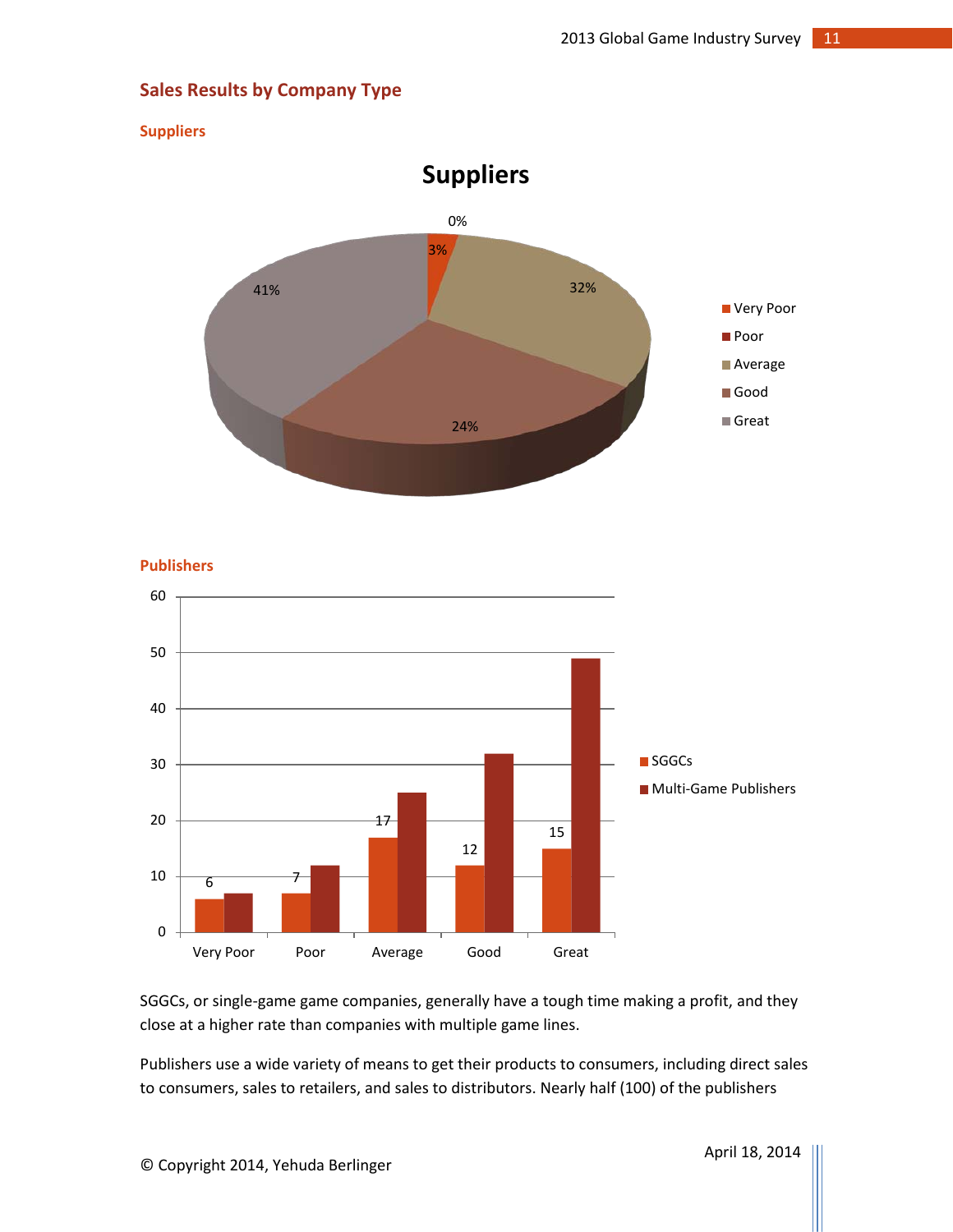## Sales Results by Company Type

### Suppliers

**Suppliers**

| Rating | Percentage |
|---|---|
| Very Poor | 0% |
| Poor | 3% |
| Average | 32% |
| Good | 24% |
| Great | 41% |

### Publishers

| | SGGCs | Multi-Game Publishers |
|---|---|---|
| Very Poor | 6 | 7 |
| Poor | 7 | 12 |
| Average | 17 | 25 |
| Good | 12 | 32 |
| Great | 15 | 49 |

SGGCs, or single-game game companies, generally have a tough time making a profit, and they close at a higher rate than companies with multiple game lines.

Publishers use a wide variety of means to get their products to consumers, including direct sales to consumers, sales to retailers, and sales to distributors. Nearly half (100) of the publishers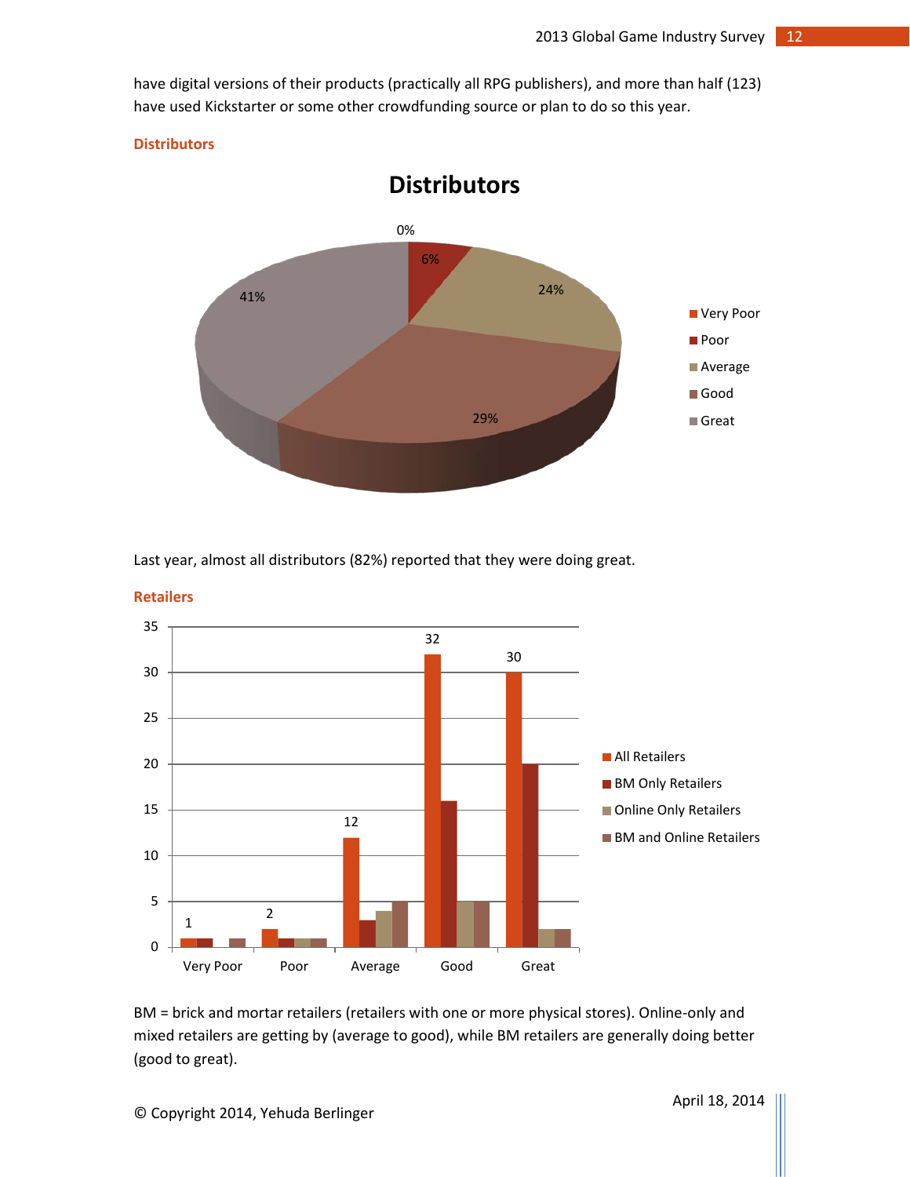have digital versions of their products (practically all RPG publishers), and more than half (123) have used Kickstarter or some other crowdfunding source or plan to do so this year.

### Distributors

Last year, almost all distributors (82%) reported that they were doing great.

### Retailers

BM = brick and mortar retailers (retailers with one or more physical stores). Online-only and mixed retailers are getting by (average to good), while BM retailers are generally doing better (good to great).

© Copyright 2014, Yehuda Berlinger

April 18, 2014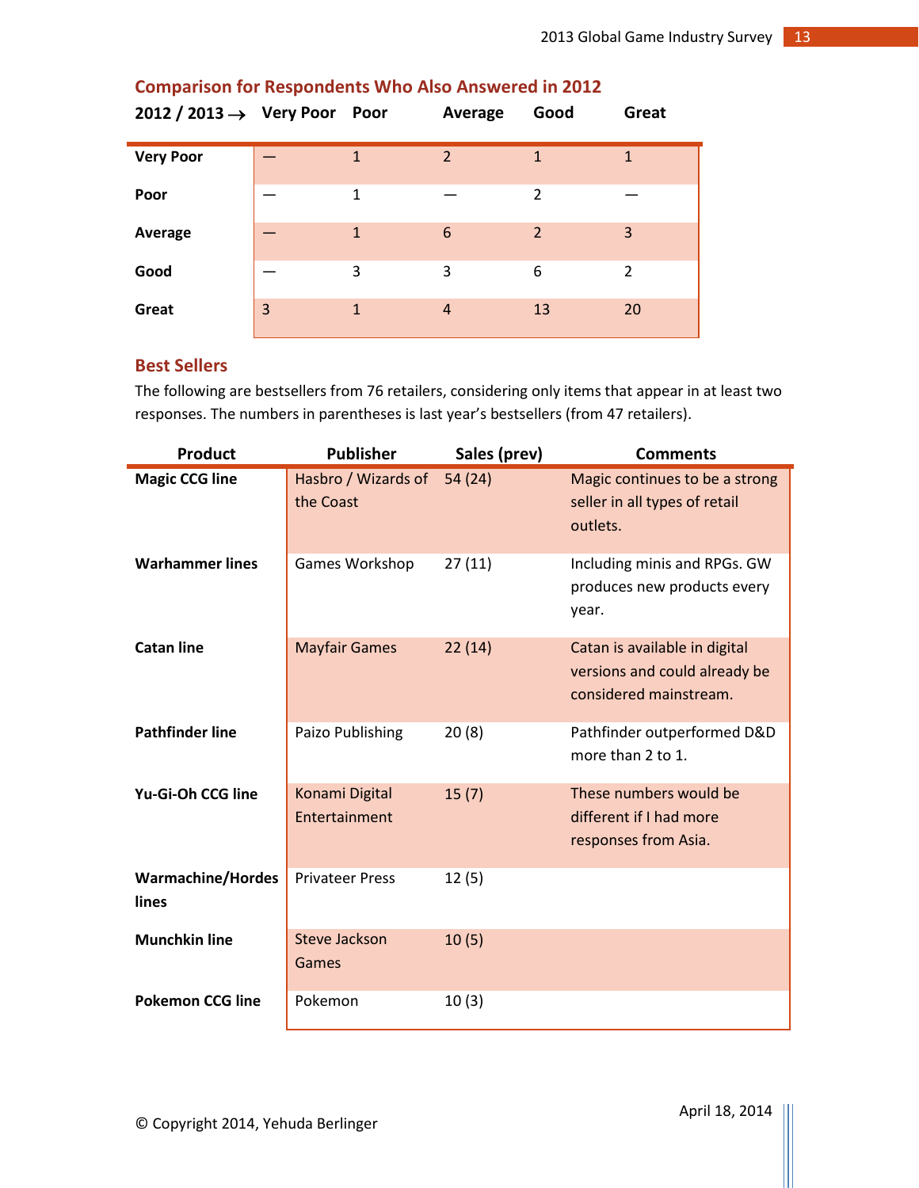## Comparison for Respondents Who Also Answered in 2012

| 2012 / 2013 → | Very Poor | Poor | Average | Good | Great |
|---|---|---|---|---|---|
| **Very Poor** | — | 1 | 2 | 1 | 1 |
| **Poor** | — | 1 | — | 2 | — |
| **Average** | — | 1 | 6 | 2 | 3 |
| **Good** | — | 3 | 3 | 6 | 2 |
| **Great** | 3 | 1 | 4 | 13 | 20 |

## Best Sellers

The following are bestsellers from 76 retailers, considering only items that appear in at least two responses. The numbers in parentheses is last year's bestsellers (from 47 retailers).

| Product | Publisher | Sales (prev) | Comments |
|---|---|---|---|
| **Magic CCG line** | Hasbro / Wizards of the Coast | 54 (24) | Magic continues to be a strong seller in all types of retail outlets. |
| **Warhammer lines** | Games Workshop | 27 (11) | Including minis and RPGs. GW produces new products every year. |
| **Catan line** | Mayfair Games | 22 (14) | Catan is available in digital versions and could already be considered mainstream. |
| **Pathfinder line** | Paizo Publishing | 20 (8) | Pathfinder outperformed D&D more than 2 to 1. |
| **Yu-Gi-Oh CCG line** | Konami Digital Entertainment | 15 (7) | These numbers would be different if I had more responses from Asia. |
| **Warmachine/Hordes lines** | Privateer Press | 12 (5) | |
| **Munchkin line** | Steve Jackson Games | 10 (5) | |
| **Pokemon CCG line** | Pokemon | 10 (3) | |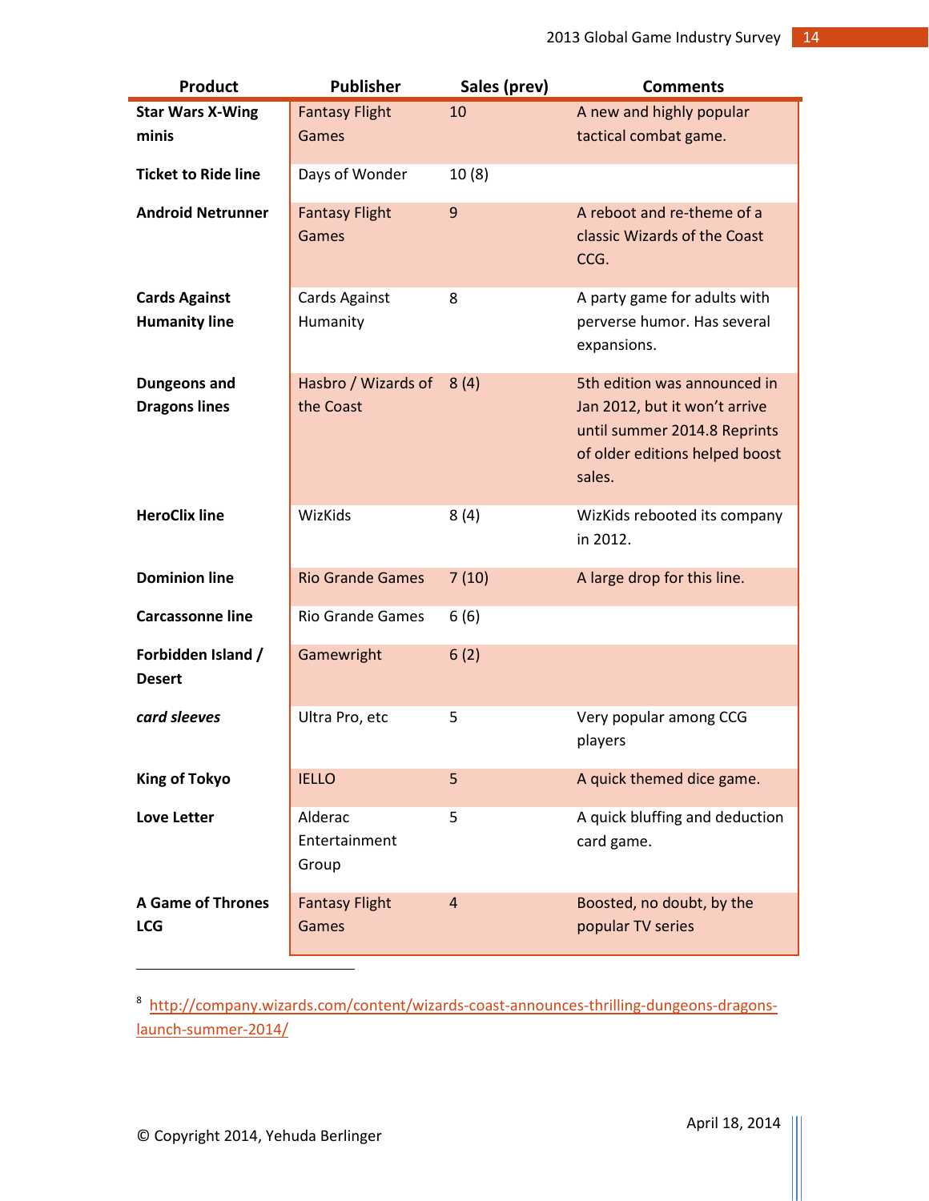| Product | Publisher | Sales (prev) | Comments |
|---|---|---|---|
| **Star Wars X-Wing minis** | Fantasy Flight Games | 10 | A new and highly popular tactical combat game. |
| **Ticket to Ride line** | Days of Wonder | 10 (8) | |
| **Android Netrunner** | Fantasy Flight Games | 9 | A reboot and re-theme of a classic Wizards of the Coast CCG. |
| **Cards Against Humanity line** | Cards Against Humanity | 8 | A party game for adults with perverse humor. Has several expansions. |
| **Dungeons and Dragons lines** | Hasbro / Wizards of the Coast | 8 (4) | 5th edition was announced in Jan 2012, but it won't arrive until summer 2014.[8] Reprints of older editions helped boost sales. |
| **HeroClix line** | WizKids | 8 (4) | WizKids rebooted its company in 2012. |
| **Dominion line** | Rio Grande Games | 7 (10) | A large drop for this line. |
| **Carcassonne line** | Rio Grande Games | 6 (6) | |
| **Forbidden Island / Desert** | Gamewright | 6 (2) | |
| ***card sleeves*** | Ultra Pro, etc | 5 | Very popular among CCG players |
| **King of Tokyo** | IELLO | 5 | A quick themed dice game. |
| **Love Letter** | Alderac Entertainment Group | 5 | A quick bluffing and deduction card game. |
| **A Game of Thrones LCG** | Fantasy Flight Games | 4 | Boosted, no doubt, by the popular TV series |

[8] http://company.wizards.com/content/wizards-coast-announces-thrilling-dungeons-dragons-launch-summer-2014/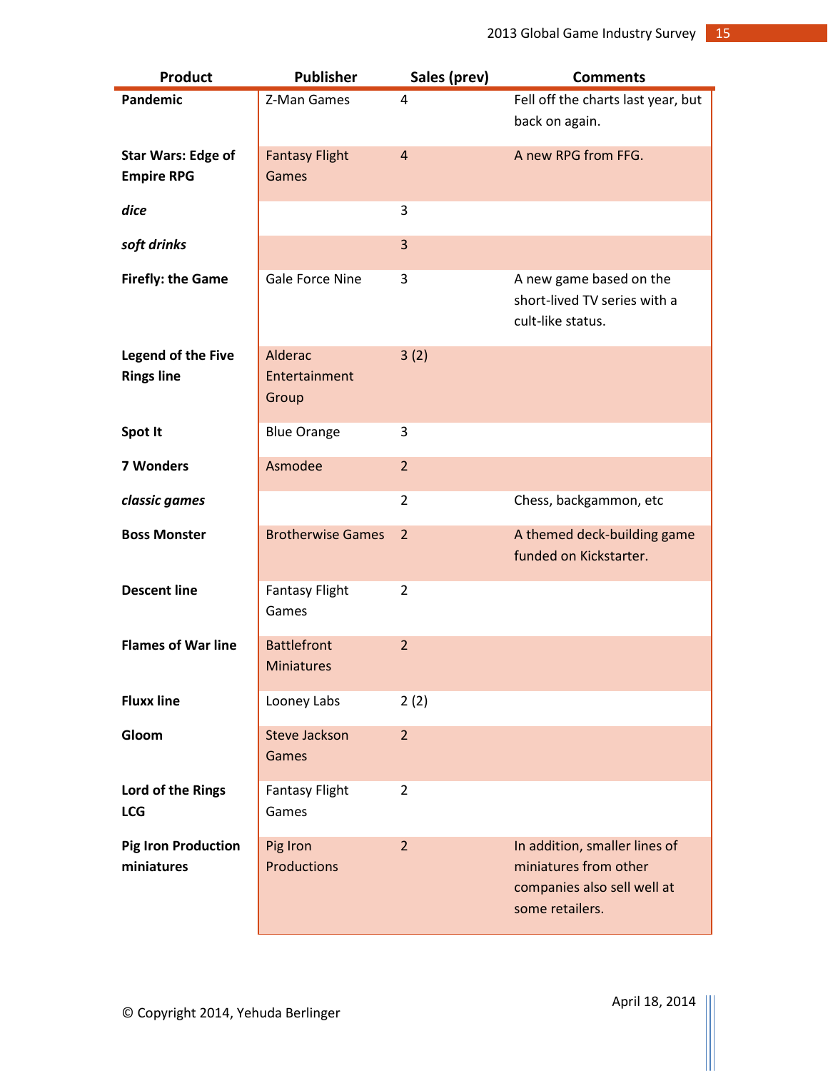| Product | Publisher | Sales (prev) | Comments |
|---|---|---|---|
| **Pandemic** | Z-Man Games | 4 | Fell off the charts last year, but back on again. |
| **Star Wars: Edge of Empire RPG** | Fantasy Flight Games | 4 | A new RPG from FFG. |
| ***dice*** | | 3 | |
| ***soft drinks*** | | 3 | |
| **Firefly: the Game** | Gale Force Nine | 3 | A new game based on the short-lived TV series with a cult-like status. |
| **Legend of the Five Rings line** | Alderac Entertainment Group | 3 (2) | |
| **Spot It** | Blue Orange | 3 | |
| **7 Wonders** | Asmodee | 2 | |
| ***classic games*** | | 2 | Chess, backgammon, etc |
| **Boss Monster** | Brotherwise Games | 2 | A themed deck-building game funded on Kickstarter. |
| **Descent line** | Fantasy Flight Games | 2 | |
| **Flames of War line** | Battlefront Miniatures | 2 | |
| **Fluxx line** | Looney Labs | 2 (2) | |
| **Gloom** | Steve Jackson Games | 2 | |
| **Lord of the Rings LCG** | Fantasy Flight Games | 2 | |
| **Pig Iron Production miniatures** | Pig Iron Productions | 2 | In addition, smaller lines of miniatures from other companies also sell well at some retailers. |

© Copyright 2014, Yehuda Berlinger

April 18, 2014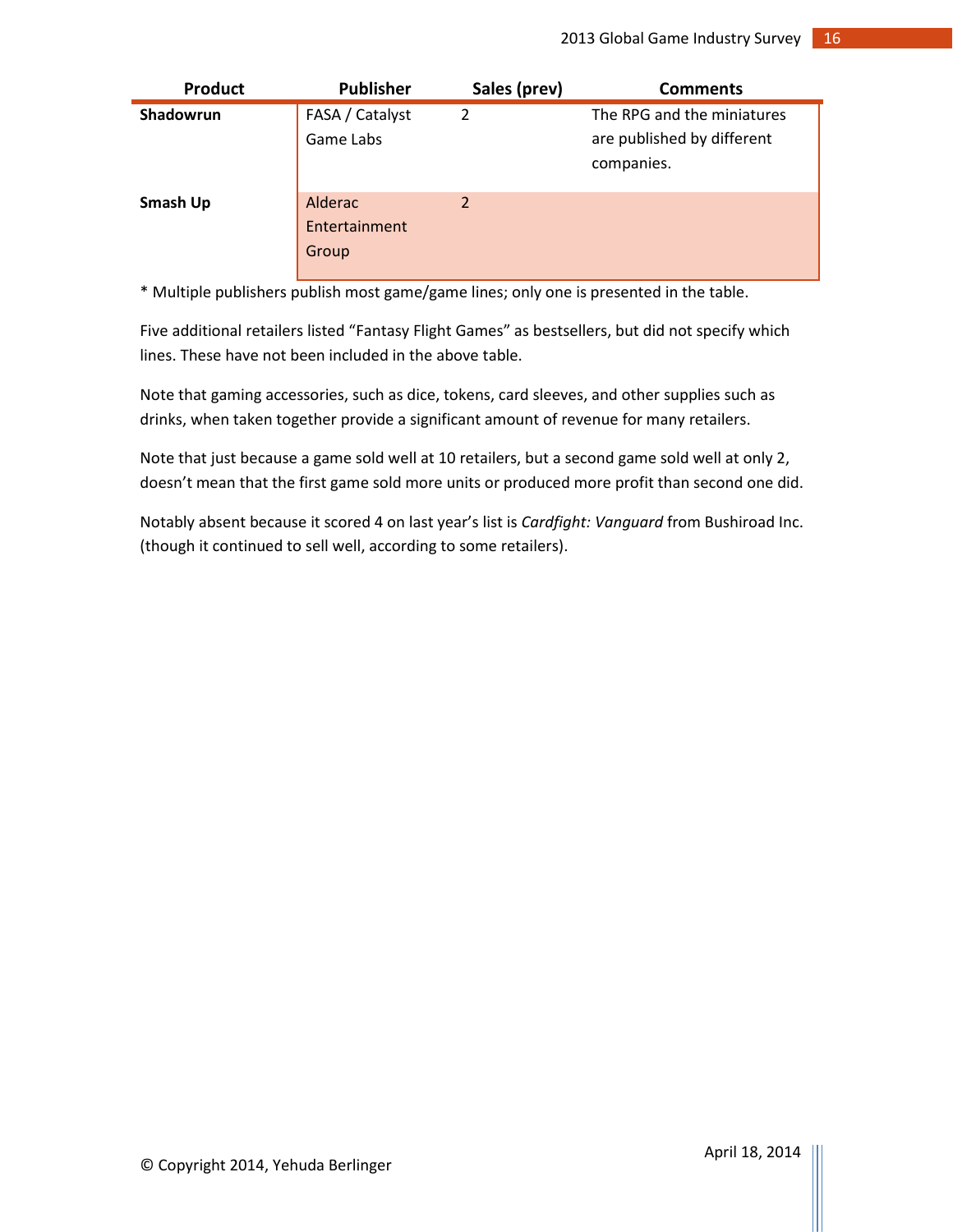| Product | Publisher | Sales (prev) | Comments |
|---|---|---|---|
| **Shadowrun** | FASA / Catalyst Game Labs | 2 | The RPG and the miniatures are published by different companies. |
| **Smash Up** | Alderac Entertainment Group | 2 | |

* Multiple publishers publish most game/game lines; only one is presented in the table.

Five additional retailers listed "Fantasy Flight Games" as bestsellers, but did not specify which lines. These have not been included in the above table.

Note that gaming accessories, such as dice, tokens, card sleeves, and other supplies such as drinks, when taken together provide a significant amount of revenue for many retailers.

Note that just because a game sold well at 10 retailers, but a second game sold well at only 2, doesn't mean that the first game sold more units or produced more profit than second one did.

Notably absent because it scored 4 on last year's list is *Cardfight: Vanguard* from Bushiroad Inc. (though it continued to sell well, according to some retailers).